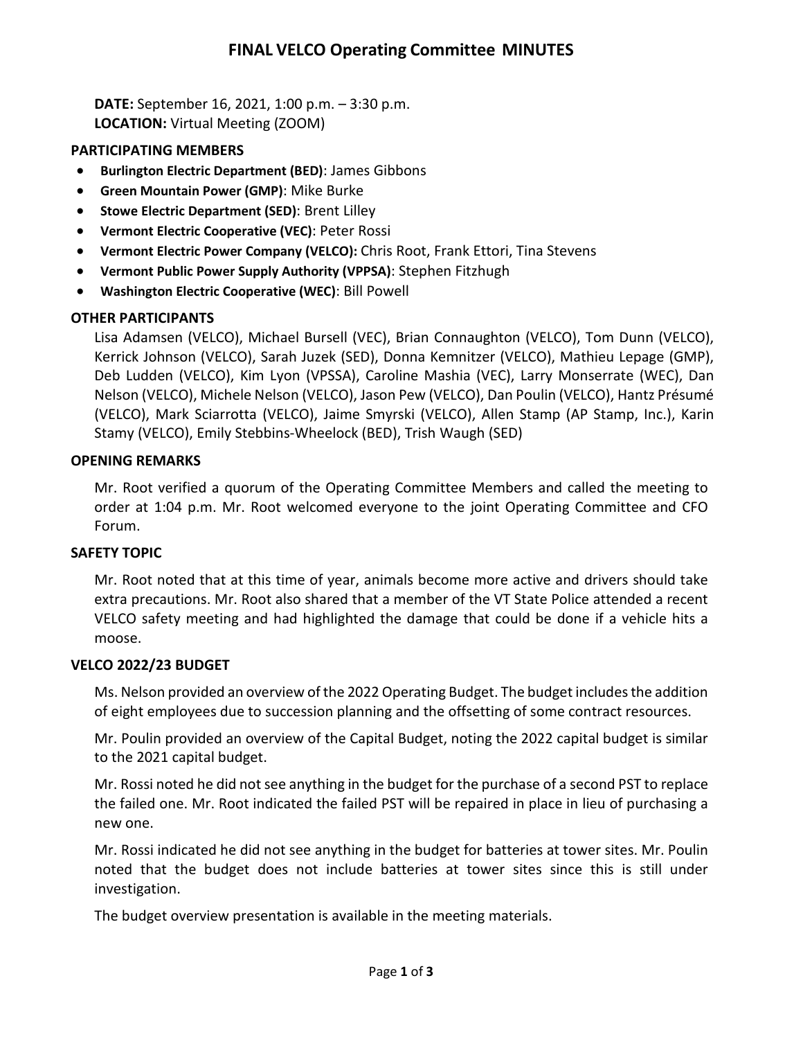# FINAL VELCO Operating Committee MINUTES

**DATE:** September 16, 2021, 1:00 p.m. – 3:30 p.m.
**LOCATION:** Virtual Meeting (ZOOM)

## PARTICIPATING MEMBERS

- **Burlington Electric Department (BED)**: James Gibbons
- **Green Mountain Power (GMP)**: Mike Burke
- **Stowe Electric Department (SED)**: Brent Lilley
- **Vermont Electric Cooperative (VEC)**: Peter Rossi
- **Vermont Electric Power Company (VELCO):** Chris Root, Frank Ettori, Tina Stevens
- **Vermont Public Power Supply Authority (VPPSA)**: Stephen Fitzhugh
- **Washington Electric Cooperative (WEC)**: Bill Powell

## OTHER PARTICIPANTS

Lisa Adamsen (VELCO), Michael Bursell (VEC), Brian Connaughton (VELCO), Tom Dunn (VELCO), Kerrick Johnson (VELCO), Sarah Juzek (SED), Donna Kemnitzer (VELCO), Mathieu Lepage (GMP), Deb Ludden (VELCO), Kim Lyon (VPSSA), Caroline Mashia (VEC), Larry Monserrate (WEC), Dan Nelson (VELCO), Michele Nelson (VELCO), Jason Pew (VELCO), Dan Poulin (VELCO), Hantz Présumé (VELCO), Mark Sciarrotta (VELCO), Jaime Smyrski (VELCO), Allen Stamp (AP Stamp, Inc.), Karin Stamy (VELCO), Emily Stebbins-Wheelock (BED), Trish Waugh (SED)

## OPENING REMARKS

Mr. Root verified a quorum of the Operating Committee Members and called the meeting to order at 1:04 p.m. Mr. Root welcomed everyone to the joint Operating Committee and CFO Forum.

## SAFETY TOPIC

Mr. Root noted that at this time of year, animals become more active and drivers should take extra precautions. Mr. Root also shared that a member of the VT State Police attended a recent VELCO safety meeting and had highlighted the damage that could be done if a vehicle hits a moose.

## VELCO 2022/23 BUDGET

Ms. Nelson provided an overview of the 2022 Operating Budget. The budget includes the addition of eight employees due to succession planning and the offsetting of some contract resources.

Mr. Poulin provided an overview of the Capital Budget, noting the 2022 capital budget is similar to the 2021 capital budget.

Mr. Rossi noted he did not see anything in the budget for the purchase of a second PST to replace the failed one. Mr. Root indicated the failed PST will be repaired in place in lieu of purchasing a new one.

Mr. Rossi indicated he did not see anything in the budget for batteries at tower sites. Mr. Poulin noted that the budget does not include batteries at tower sites since this is still under investigation.

The budget overview presentation is available in the meeting materials.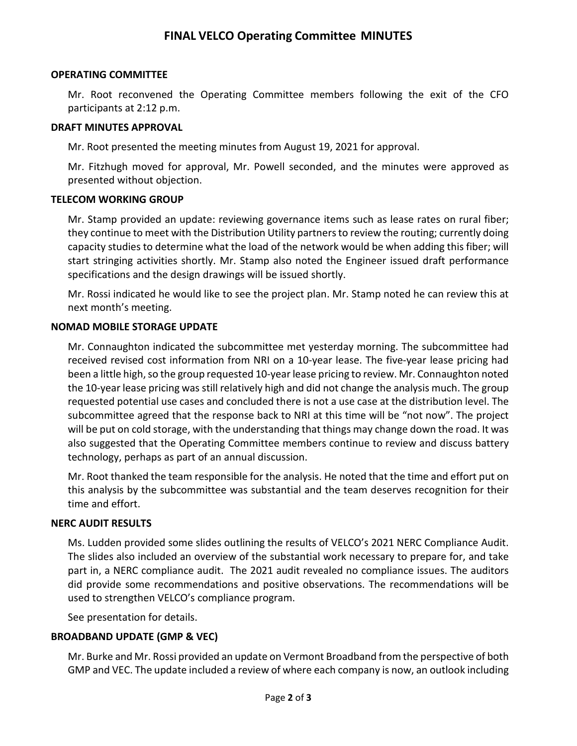# FINAL VELCO Operating Committee MINUTES

## OPERATING COMMITTEE

Mr. Root reconvened the Operating Committee members following the exit of the CFO participants at 2:12 p.m.

## DRAFT MINUTES APPROVAL

Mr. Root presented the meeting minutes from August 19, 2021 for approval.

Mr. Fitzhugh moved for approval, Mr. Powell seconded, and the minutes were approved as presented without objection.

## TELECOM WORKING GROUP

Mr. Stamp provided an update: reviewing governance items such as lease rates on rural fiber; they continue to meet with the Distribution Utility partners to review the routing; currently doing capacity studies to determine what the load of the network would be when adding this fiber; will start stringing activities shortly. Mr. Stamp also noted the Engineer issued draft performance specifications and the design drawings will be issued shortly.

Mr. Rossi indicated he would like to see the project plan. Mr. Stamp noted he can review this at next month's meeting.

## NOMAD MOBILE STORAGE UPDATE

Mr. Connaughton indicated the subcommittee met yesterday morning. The subcommittee had received revised cost information from NRI on a 10-year lease. The five-year lease pricing had been a little high, so the group requested 10-year lease pricing to review. Mr. Connaughton noted the 10-year lease pricing was still relatively high and did not change the analysis much. The group requested potential use cases and concluded there is not a use case at the distribution level. The subcommittee agreed that the response back to NRI at this time will be "not now". The project will be put on cold storage, with the understanding that things may change down the road. It was also suggested that the Operating Committee members continue to review and discuss battery technology, perhaps as part of an annual discussion.

Mr. Root thanked the team responsible for the analysis. He noted that the time and effort put on this analysis by the subcommittee was substantial and the team deserves recognition for their time and effort.

## NERC AUDIT RESULTS

Ms. Ludden provided some slides outlining the results of VELCO's 2021 NERC Compliance Audit. The slides also included an overview of the substantial work necessary to prepare for, and take part in, a NERC compliance audit. The 2021 audit revealed no compliance issues. The auditors did provide some recommendations and positive observations. The recommendations will be used to strengthen VELCO's compliance program.

See presentation for details.

## BROADBAND UPDATE (GMP & VEC)

Mr. Burke and Mr. Rossi provided an update on Vermont Broadband from the perspective of both GMP and VEC. The update included a review of where each company is now, an outlook including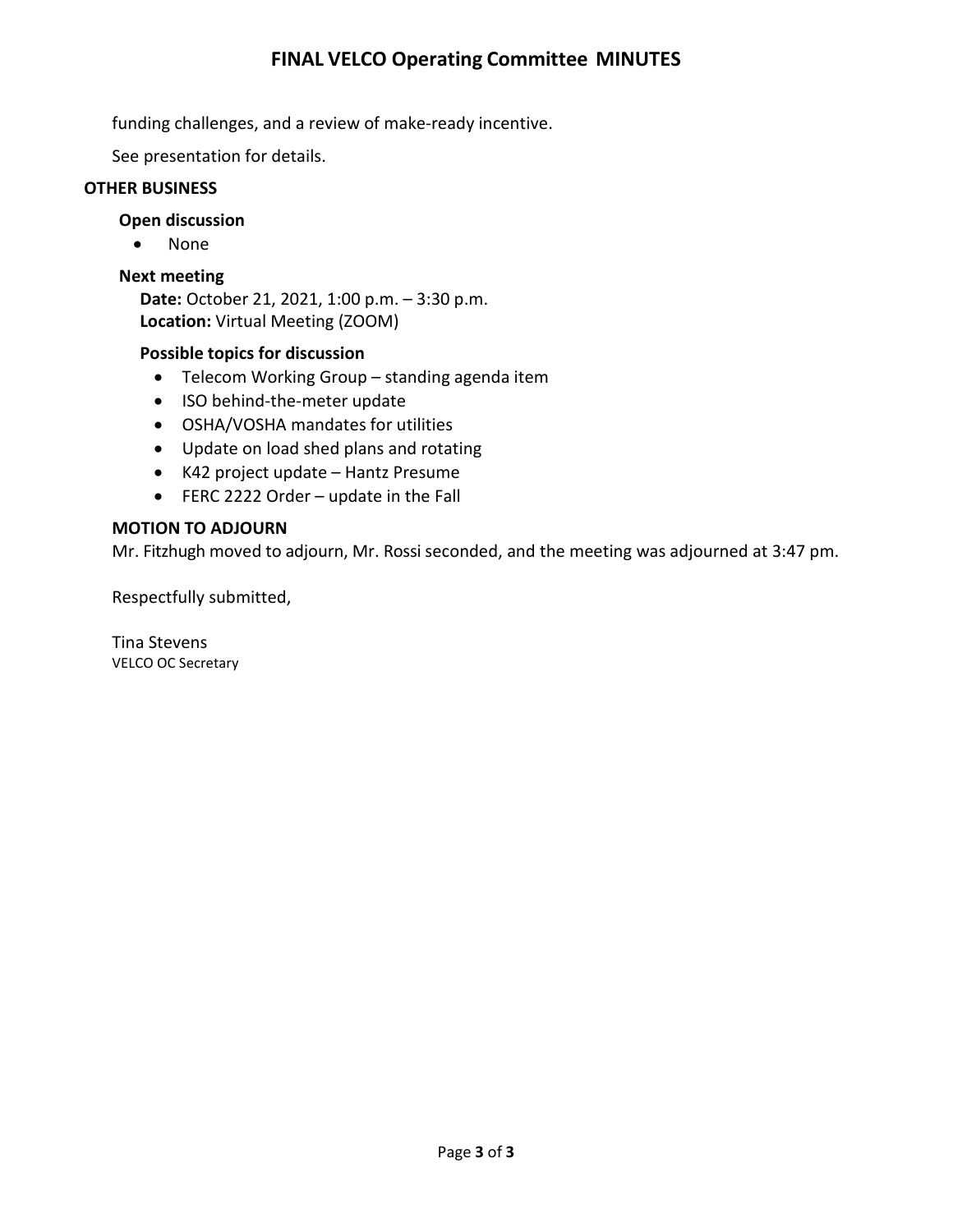funding challenges, and a review of make-ready incentive.

See presentation for details.

## OTHER BUSINESS

### Open discussion

- None

### Next meeting

**Date:** October 21, 2021, 1:00 p.m. – 3:30 p.m.
**Location:** Virtual Meeting (ZOOM)

#### Possible topics for discussion

- Telecom Working Group – standing agenda item
- ISO behind-the-meter update
- OSHA/VOSHA mandates for utilities
- Update on load shed plans and rotating
- K42 project update – Hantz Presume
- FERC 2222 Order – update in the Fall

## MOTION TO ADJOURN

Mr. Fitzhugh moved to adjourn, Mr. Rossi seconded, and the meeting was adjourned at 3:47 pm.

Respectfully submitted,

Tina Stevens
VELCO OC Secretary